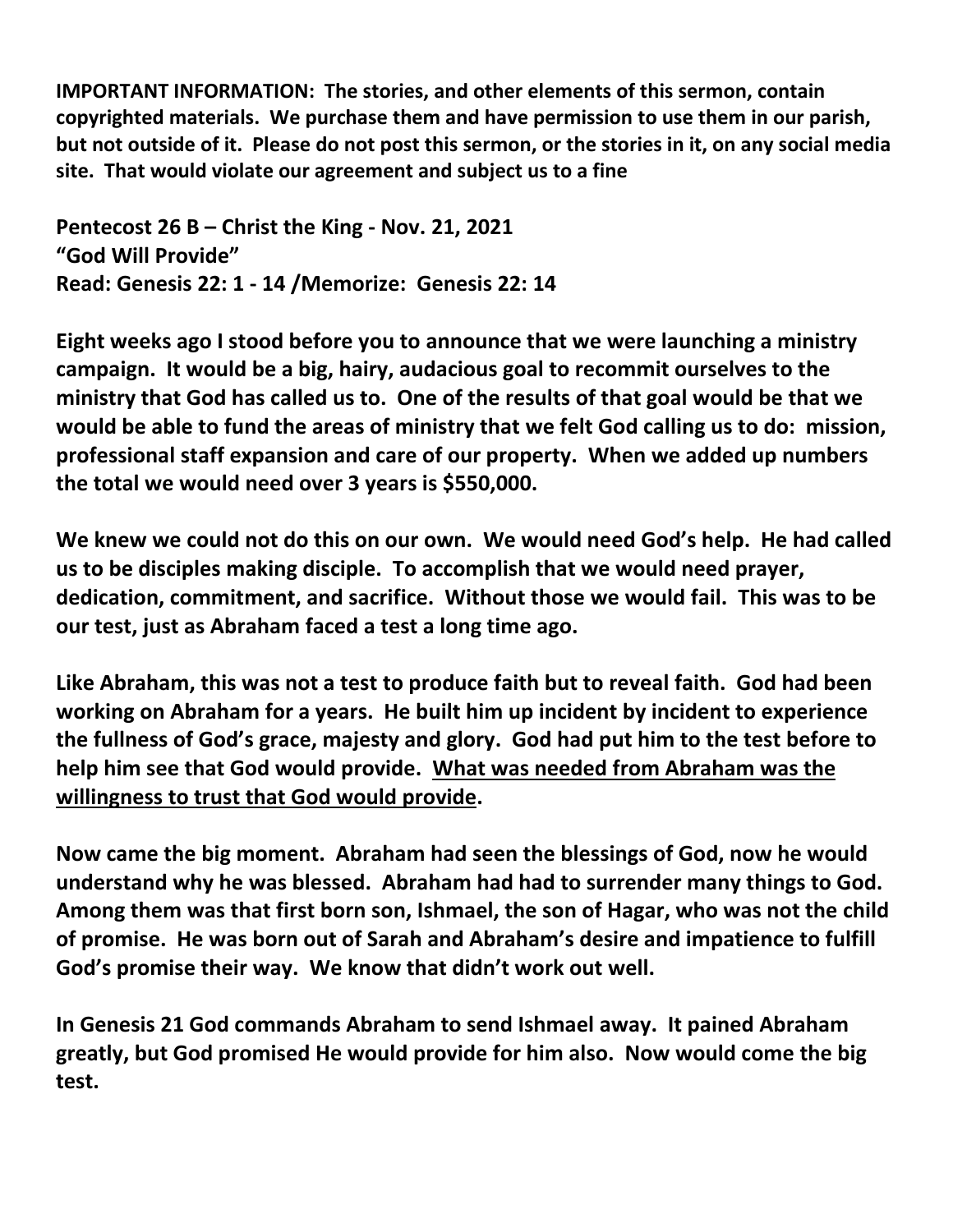**IMPORTANT INFORMATION: The stories, and other elements of this sermon, contain copyrighted materials. We purchase them and have permission to use them in our parish, but not outside of it. Please do not post this sermon, or the stories in it, on any social media site. That would violate our agreement and subject us to a fine**

**Pentecost 26 B – Christ the King - Nov. 21, 2021**
**"God Will Provide"**
**Read: Genesis 22: 1 - 14 /Memorize: Genesis 22: 14**

**Eight weeks ago I stood before you to announce that we were launching a ministry campaign. It would be a big, hairy, audacious goal to recommit ourselves to the ministry that God has called us to. One of the results of that goal would be that we would be able to fund the areas of ministry that we felt God calling us to do: mission, professional staff expansion and care of our property. When we added up numbers the total we would need over 3 years is $550,000.**

**We knew we could not do this on our own. We would need God's help. He had called us to be disciples making disciple. To accomplish that we would need prayer, dedication, commitment, and sacrifice. Without those we would fail. This was to be our test, just as Abraham faced a test a long time ago.**

**Like Abraham, this was not a test to produce faith but to reveal faith. God had been working on Abraham for a years. He built him up incident by incident to experience the fullness of God's grace, majesty and glory. God had put him to the test before to help him see that God would provide. <u>What was needed from Abraham was the willingness to trust that God would provide</u>.**

**Now came the big moment. Abraham had seen the blessings of God, now he would understand why he was blessed. Abraham had had to surrender many things to God. Among them was that first born son, Ishmael, the son of Hagar, who was not the child of promise. He was born out of Sarah and Abraham's desire and impatience to fulfill God's promise their way. We know that didn't work out well.**

**In Genesis 21 God commands Abraham to send Ishmael away. It pained Abraham greatly, but God promised He would provide for him also. Now would come the big test.**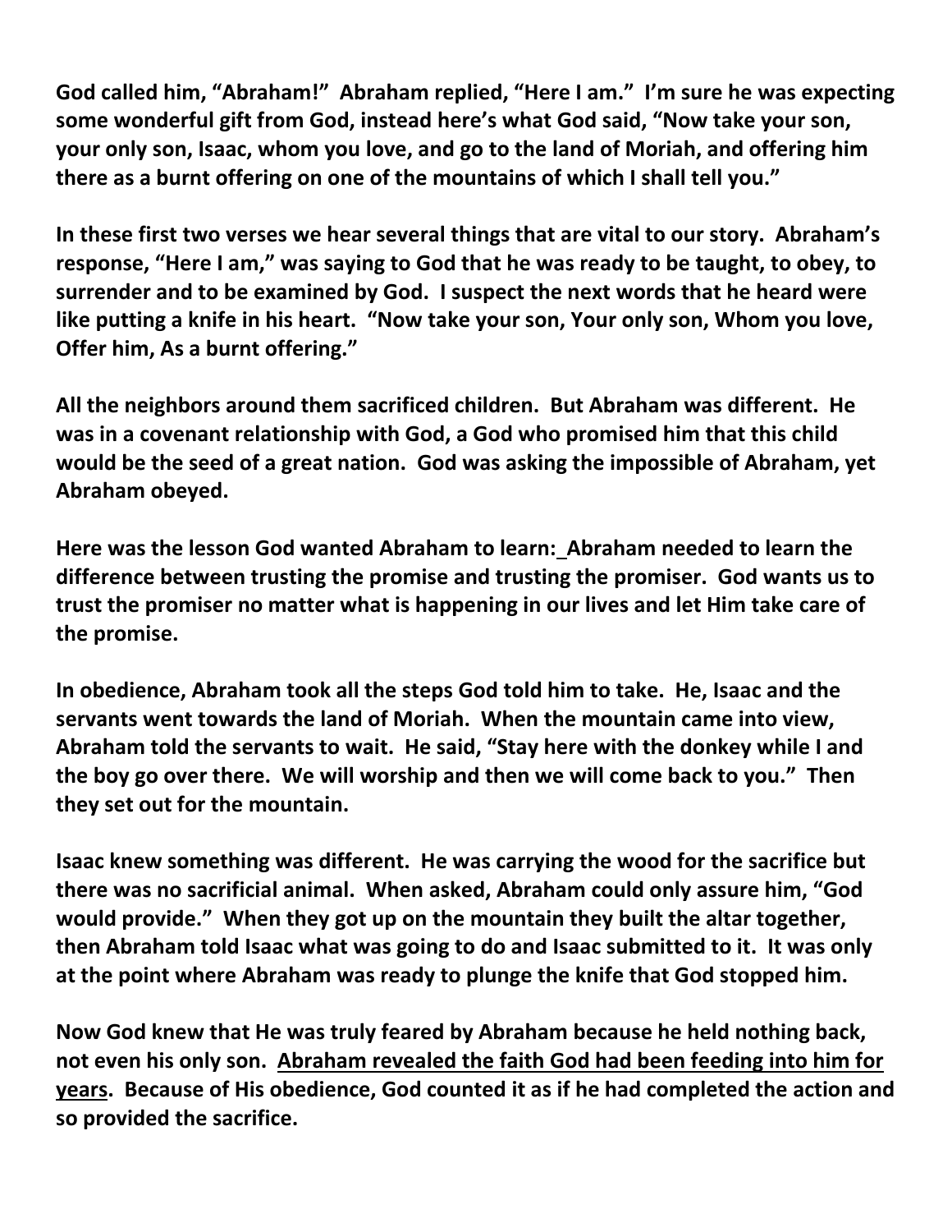**God called him, "Abraham!" Abraham replied, "Here I am." I'm sure he was expecting some wonderful gift from God, instead here's what God said, "Now take your son, your only son, Isaac, whom you love, and go to the land of Moriah, and offering him there as a burnt offering on one of the mountains of which I shall tell you."**

**In these first two verses we hear several things that are vital to our story. Abraham's response, "Here I am," was saying to God that he was ready to be taught, to obey, to surrender and to be examined by God. I suspect the next words that he heard were like putting a knife in his heart. "Now take your son, Your only son, Whom you love, Offer him, As a burnt offering."**

**All the neighbors around them sacrificed children. But Abraham was different. He was in a covenant relationship with God, a God who promised him that this child would be the seed of a great nation. God was asking the impossible of Abraham, yet Abraham obeyed.**

**Here was the lesson God wanted Abraham to learn: Abraham needed to learn the difference between trusting the promise and trusting the promiser. God wants us to trust the promiser no matter what is happening in our lives and let Him take care of the promise.**

**In obedience, Abraham took all the steps God told him to take. He, Isaac and the servants went towards the land of Moriah. When the mountain came into view, Abraham told the servants to wait. He said, "Stay here with the donkey while I and the boy go over there. We will worship and then we will come back to you." Then they set out for the mountain.**

**Isaac knew something was different. He was carrying the wood for the sacrifice but there was no sacrificial animal. When asked, Abraham could only assure him, "God would provide." When they got up on the mountain they built the altar together, then Abraham told Isaac what was going to do and Isaac submitted to it. It was only at the point where Abraham was ready to plunge the knife that God stopped him.**

**Now God knew that He was truly feared by Abraham because he held nothing back, not even his only son. <u>Abraham revealed the faith God had been feeding into him for years</u>. Because of His obedience, God counted it as if he had completed the action and so provided the sacrifice.**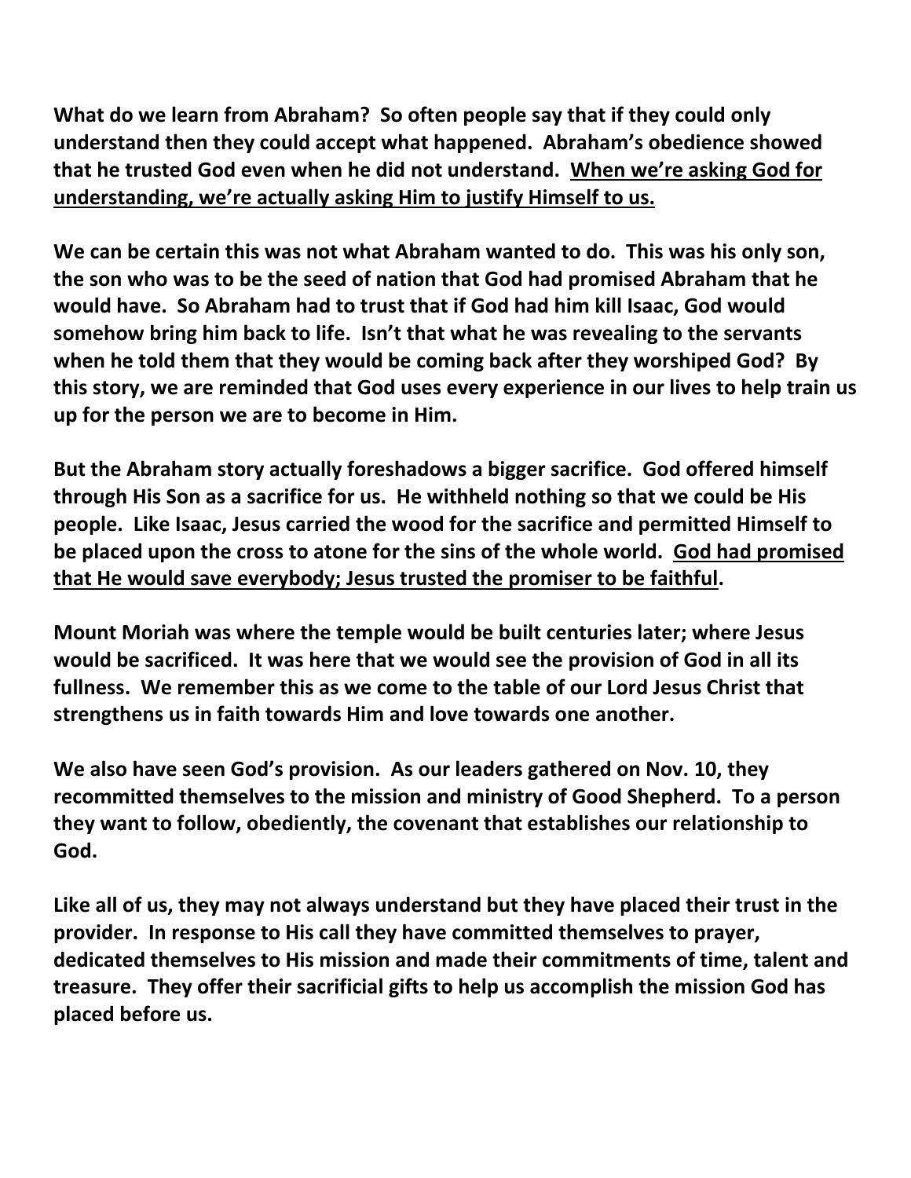**What do we learn from Abraham? So often people say that if they could only understand then they could accept what happened. Abraham's obedience showed that he trusted God even when he did not understand. <u>When we're asking God for understanding, we're actually asking Him to justify Himself to us.</u>**

**We can be certain this was not what Abraham wanted to do. This was his only son, the son who was to be the seed of nation that God had promised Abraham that he would have. So Abraham had to trust that if God had him kill Isaac, God would somehow bring him back to life. Isn't that what he was revealing to the servants when he told them that they would be coming back after they worshiped God? By this story, we are reminded that God uses every experience in our lives to help train us up for the person we are to become in Him.**

**But the Abraham story actually foreshadows a bigger sacrifice. God offered himself through His Son as a sacrifice for us. He withheld nothing so that we could be His people. Like Isaac, Jesus carried the wood for the sacrifice and permitted Himself to be placed upon the cross to atone for the sins of the whole world. <u>God had promised that He would save everybody; Jesus trusted the promiser to be faithful</u>.**

**Mount Moriah was where the temple would be built centuries later; where Jesus would be sacrificed. It was here that we would see the provision of God in all its fullness. We remember this as we come to the table of our Lord Jesus Christ that strengthens us in faith towards Him and love towards one another.**

**We also have seen God's provision. As our leaders gathered on Nov. 10, they recommitted themselves to the mission and ministry of Good Shepherd. To a person they want to follow, obediently, the covenant that establishes our relationship to God.**

**Like all of us, they may not always understand but they have placed their trust in the provider. In response to His call they have committed themselves to prayer, dedicated themselves to His mission and made their commitments of time, talent and treasure. They offer their sacrificial gifts to help us accomplish the mission God has placed before us.**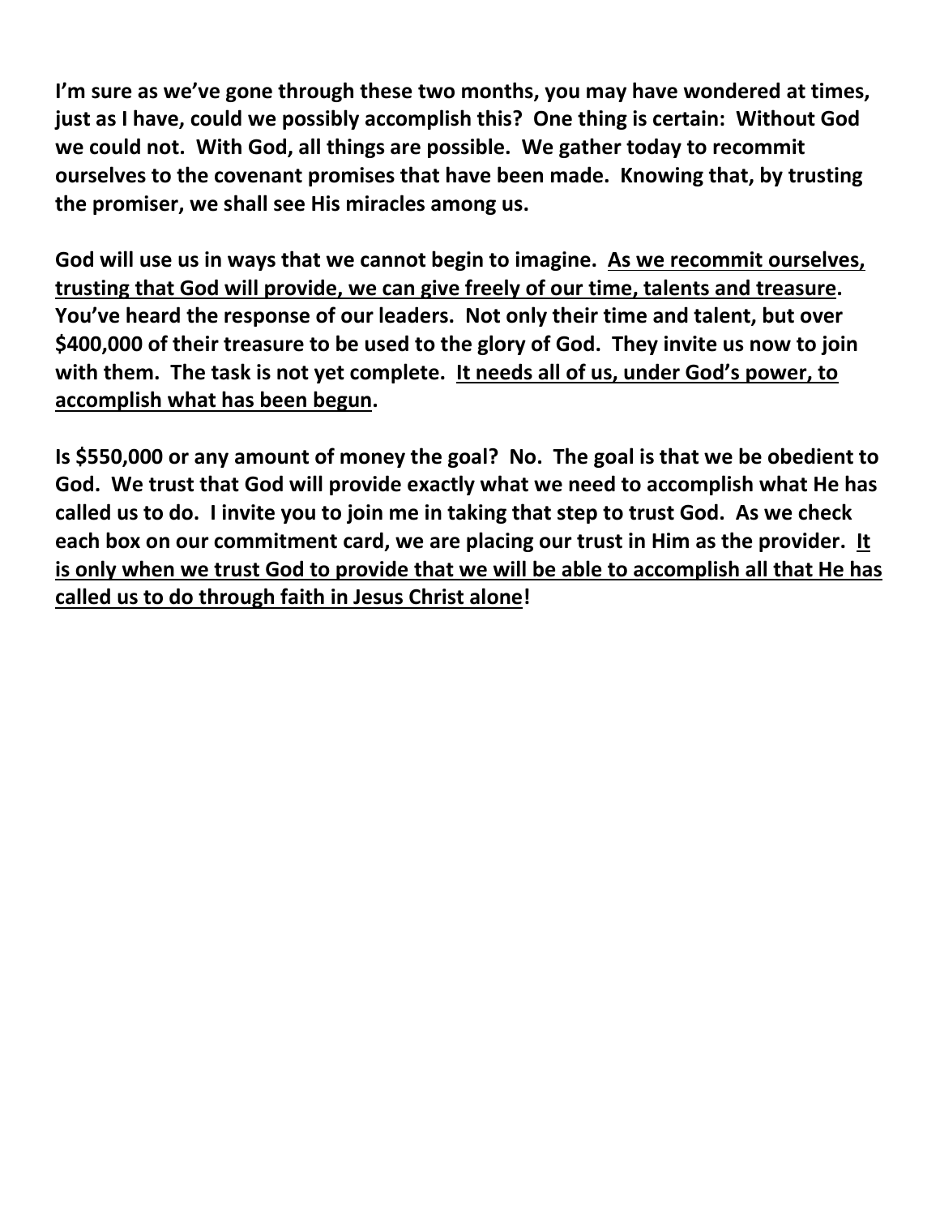**I'm sure as we've gone through these two months, you may have wondered at times, just as I have, could we possibly accomplish this? One thing is certain: Without God we could not. With God, all things are possible. We gather today to recommit ourselves to the covenant promises that have been made. Knowing that, by trusting the promiser, we shall see His miracles among us.**

**God will use us in ways that we cannot begin to imagine. <u>As we recommit ourselves, trusting that God will provide, we can give freely of our time, talents and treasure</u>. You've heard the response of our leaders. Not only their time and talent, but over $400,000 of their treasure to be used to the glory of God. They invite us now to join with them. The task is not yet complete. <u>It needs all of us, under God's power, to accomplish what has been begun</u>.**

**Is $550,000 or any amount of money the goal? No. The goal is that we be obedient to God. We trust that God will provide exactly what we need to accomplish what He has called us to do. I invite you to join me in taking that step to trust God. As we check each box on our commitment card, we are placing our trust in Him as the provider. <u>It is only when we trust God to provide that we will be able to accomplish all that He has called us to do through faith in Jesus Christ alone</u>!**